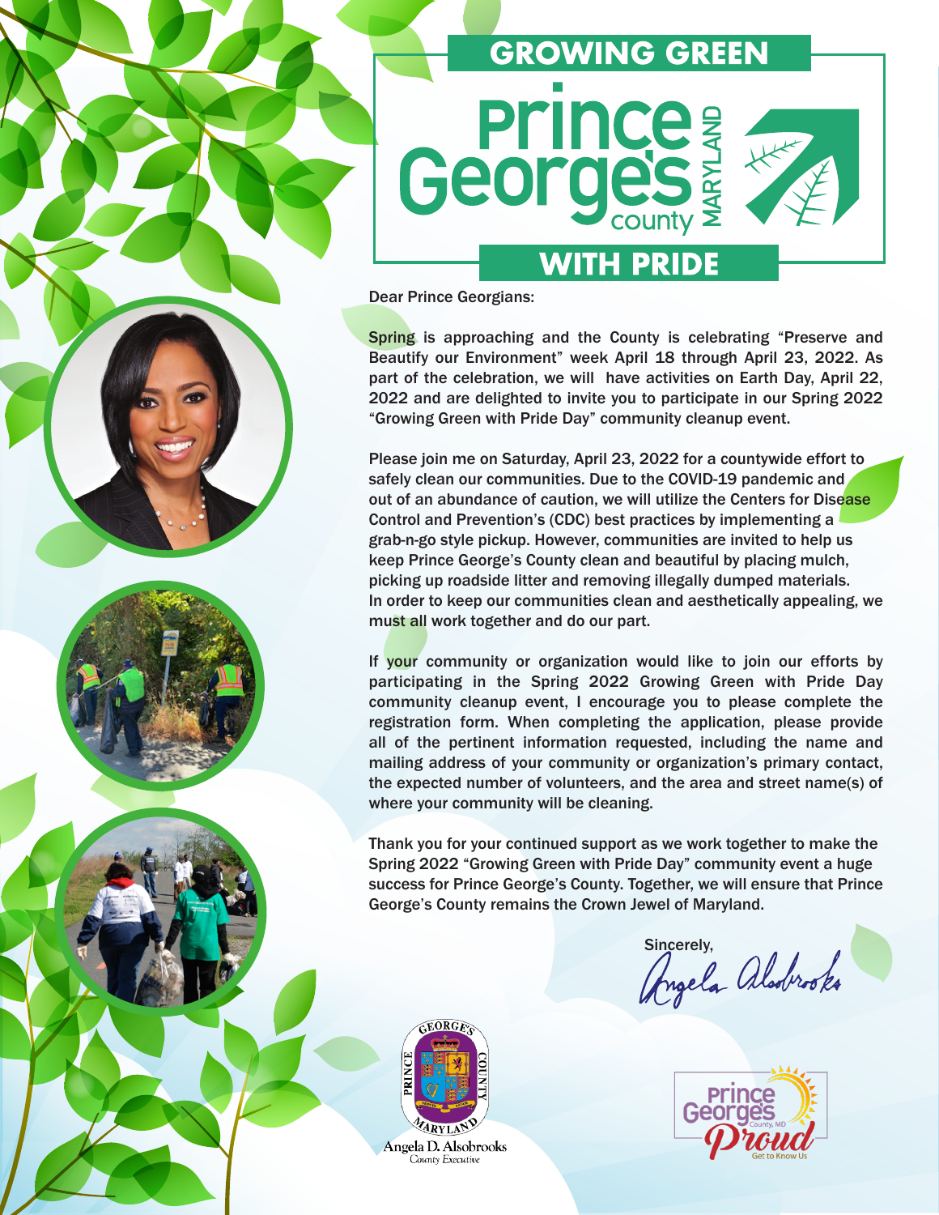# GROWING GREEN

# Prince George's County MARYLAND

# WITH PRIDE

Dear Prince Georgians:

Spring is approaching and the County is celebrating "Preserve and Beautify our Environment" week April 18 through April 23, 2022. As part of the celebration, we will have activities on Earth Day, April 22, 2022 and are delighted to invite you to participate in our Spring 2022 "Growing Green with Pride Day" community cleanup event.

Please join me on Saturday, April 23, 2022 for a countywide effort to safely clean our communities. Due to the COVID-19 pandemic and out of an abundance of caution, we will utilize the Centers for Disease Control and Prevention's (CDC) best practices by implementing a grab-n-go style pickup. However, communities are invited to help us keep Prince George's County clean and beautiful by placing mulch, picking up roadside litter and removing illegally dumped materials. In order to keep our communities clean and aesthetically appealing, we must all work together and do our part.

If your community or organization would like to join our efforts by participating in the Spring 2022 Growing Green with Pride Day community cleanup event, I encourage you to please complete the registration form. When completing the application, please provide all of the pertinent information requested, including the name and mailing address of your community or organization's primary contact, the expected number of volunteers, and the area and street name(s) of where your community will be cleaning.

Thank you for your continued support as we work together to make the Spring 2022 "Growing Green with Pride Day" community event a huge success for Prince George's County. Together, we will ensure that Prince George's County remains the Crown Jewel of Maryland.

Sincerely,

Angela Alsobrooks

Angela D. Alsobrooks
*County Executive*

Prince George's County, MD Proud — Get to Know Us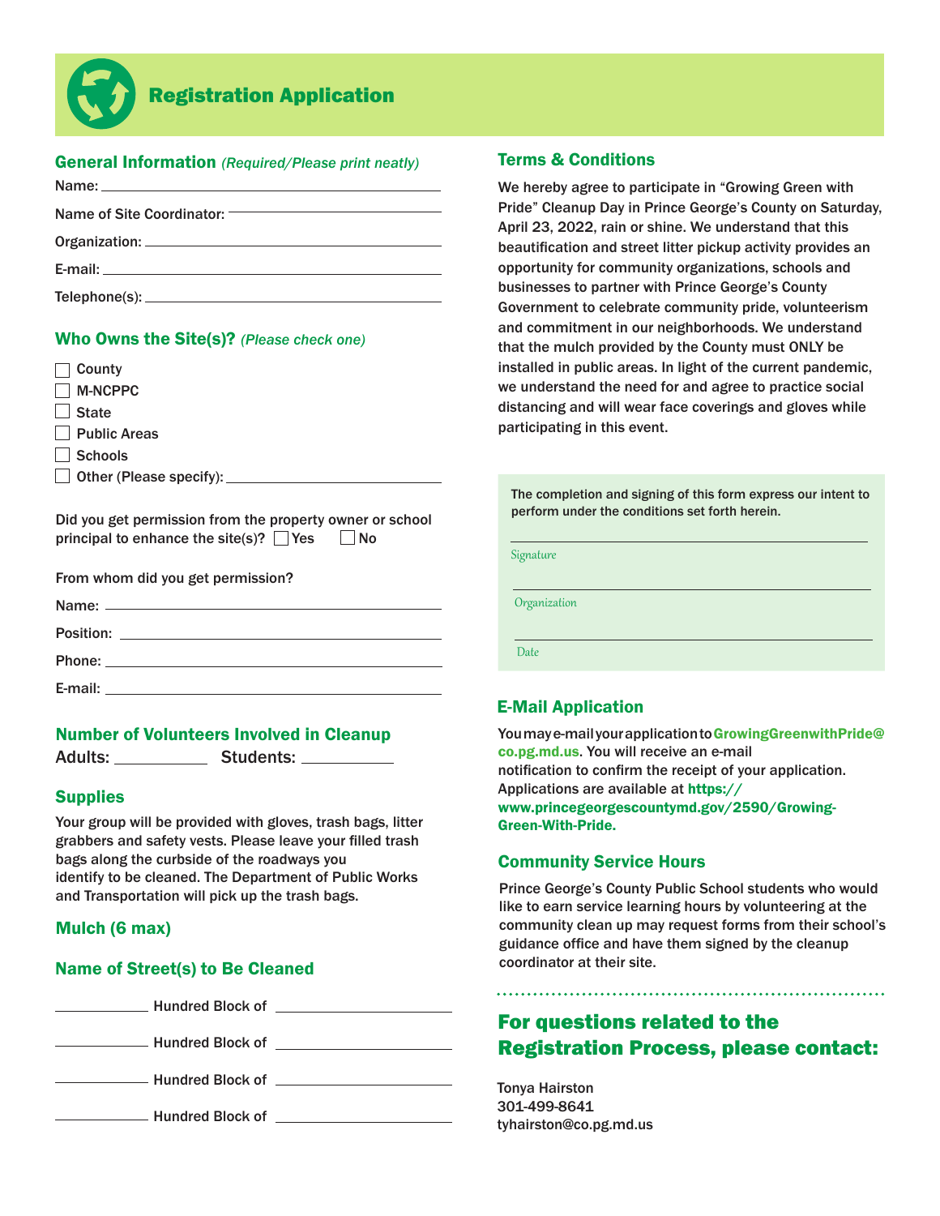# Registration Application

## General Information *(Required/Please print neatly)*

Name: ____________________________________________

Name of Site Coordinator: ____________________________

Organization: ______________________________________

E-mail: ___________________________________________

Telephone(s): ______________________________________

## Who Owns the Site(s)? *(Please check one)*

- ☐ County
- ☐ M-NCPPC
- ☐ State
- ☐ Public Areas
- ☐ Schools
- ☐ Other (Please specify): ____________________________

Did you get permission from the property owner or school principal to enhance the site(s)? ☐ Yes ☐ No

From whom did you get permission?

Name: ____________________________________________

Position: __________________________________________

Phone: ____________________________________________

E-mail: ___________________________________________

## Number of Volunteers Involved in Cleanup

Adults: __________ Students: __________

## Supplies

Your group will be provided with gloves, trash bags, litter grabbers and safety vests. Please leave your filled trash bags along the curbside of the roadways you identify to be cleaned. The Department of Public Works and Transportation will pick up the trash bags.

## Mulch (6 max)

## Name of Street(s) to Be Cleaned

__________ Hundred Block of ____________________

__________ Hundred Block of ____________________

__________ Hundred Block of ____________________

__________ Hundred Block of ____________________

## Terms & Conditions

We hereby agree to participate in "Growing Green with Pride" Cleanup Day in Prince George's County on Saturday, April 23, 2022, rain or shine. We understand that this beautification and street litter pickup activity provides an opportunity for community organizations, schools and businesses to partner with Prince George's County Government to celebrate community pride, volunteerism and commitment in our neighborhoods. We understand that the mulch provided by the County must ONLY be installed in public areas. In light of the current pandemic, we understand the need for and agree to practice social distancing and will wear face coverings and gloves while participating in this event.

The completion and signing of this form express our intent to perform under the conditions set forth herein.

____________________________________________
*Signature*

____________________________________________
*Organization*

____________________________________________
*Date*

## E-Mail Application

You may e-mail your application to **GrowingGreenwithPride@co.pg.md.us**. You will receive an e-mail notification to confirm the receipt of your application. Applications are available at **https://www.princegeorgescountymd.gov/2590/Growing-Green-With-Pride.**

## Community Service Hours

Prince George's County Public School students who would like to earn service learning hours by volunteering at the community clean up may request forms from their school's guidance office and have them signed by the cleanup coordinator at their site.

## For questions related to the Registration Process, please contact:

Tonya Hairston
301-499-8641
tyhairston@co.pg.md.us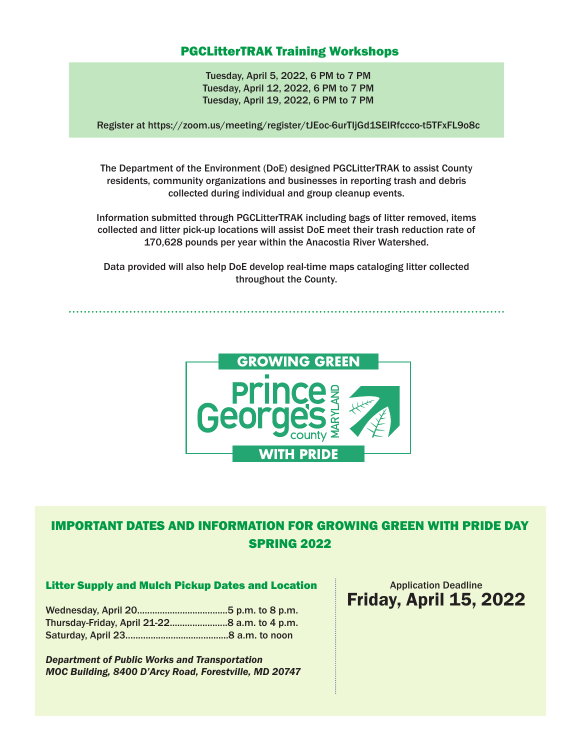## PGCLitterTRAK Training Workshops

Tuesday, April 5, 2022, 6 PM to 7 PM
Tuesday, April 12, 2022, 6 PM to 7 PM
Tuesday, April 19, 2022, 6 PM to 7 PM

Register at https://zoom.us/meeting/register/tJEoc-6urTljGd1SEIRfccco-t5TFxFL9o8c

The Department of the Environment (DoE) designed PGCLitterTRAK to assist County residents, community organizations and businesses in reporting trash and debris collected during individual and group cleanup events.

Information submitted through PGCLitterTRAK including bags of litter removed, items collected and litter pick-up locations will assist DoE meet their trash reduction rate of 170,628 pounds per year within the Anacostia River Watershed.

Data provided will also help DoE develop real-time maps cataloging litter collected throughout the County.

GROWING GREEN
Prince George's county MARYLAND
WITH PRIDE

## IMPORTANT DATES AND INFORMATION FOR GROWING GREEN WITH PRIDE DAY SPRING 2022

### Litter Supply and Mulch Pickup Dates and Location

Wednesday, April 20....................................5 p.m. to 8 p.m.
Thursday-Friday, April 21-22.......................8 a.m. to 4 p.m.
Saturday, April 23.........................................8 a.m. to noon

***Department of Public Works and Transportation***
***MOC Building, 8400 D'Arcy Road, Forestville, MD 20747***

Application Deadline
**Friday, April 15, 2022**